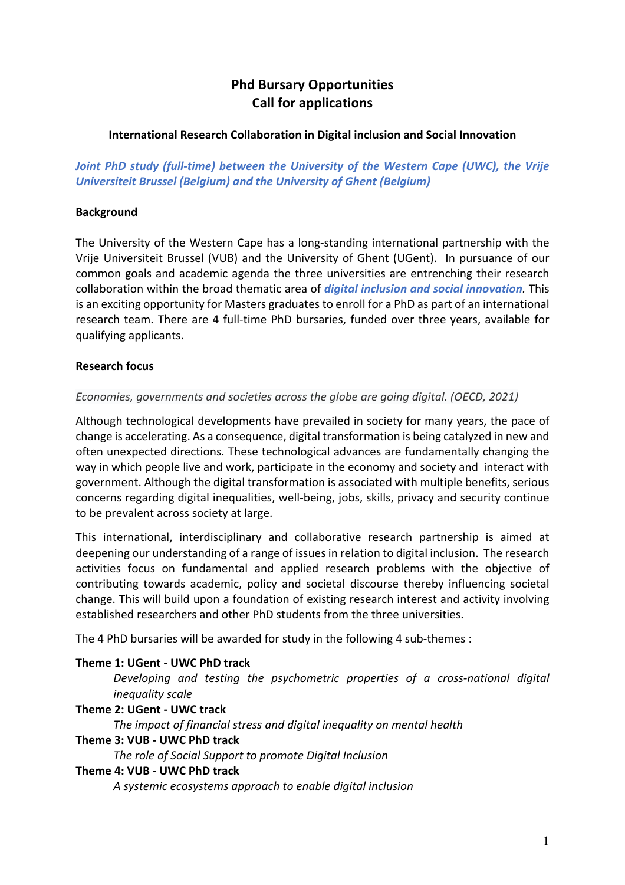# Phd Bursary Opportunities
# Call for applications

### International Research Collaboration in Digital inclusion and Social Innovation

***Joint PhD study (full-time) between the University of the Western Cape (UWC), the Vrije Universiteit Brussel (Belgium) and the University of Ghent (Belgium)***

## Background

The University of the Western Cape has a long-standing international partnership with the Vrije Universiteit Brussel (VUB) and the University of Ghent (UGent). In pursuance of our common goals and academic agenda the three universities are entrenching their research collaboration within the broad thematic area of ***digital inclusion and social innovation***. This is an exciting opportunity for Masters graduates to enroll for a PhD as part of an international research team. There are 4 full-time PhD bursaries, funded over three years, available for qualifying applicants.

## Research focus

*Economies, governments and societies across the globe are going digital. (OECD, 2021)*

Although technological developments have prevailed in society for many years, the pace of change is accelerating. As a consequence, digital transformation is being catalyzed in new and often unexpected directions. These technological advances are fundamentally changing the way in which people live and work, participate in the economy and society and interact with government. Although the digital transformation is associated with multiple benefits, serious concerns regarding digital inequalities, well-being, jobs, skills, privacy and security continue to be prevalent across society at large.

This international, interdisciplinary and collaborative research partnership is aimed at deepening our understanding of a range of issues in relation to digital inclusion. The research activities focus on fundamental and applied research problems with the objective of contributing towards academic, policy and societal discourse thereby influencing societal change. This will build upon a foundation of existing research interest and activity involving established researchers and other PhD students from the three universities.

The 4 PhD bursaries will be awarded for study in the following 4 sub-themes :

**Theme 1: UGent - UWC PhD track**
: *Developing and testing the psychometric properties of a cross-national digital inequality scale*

**Theme 2: UGent - UWC track**
: *The impact of financial stress and digital inequality on mental health*

**Theme 3: VUB - UWC PhD track**
: *The role of Social Support to promote Digital Inclusion*

**Theme 4: VUB - UWC PhD track**
: *A systemic ecosystems approach to enable digital inclusion*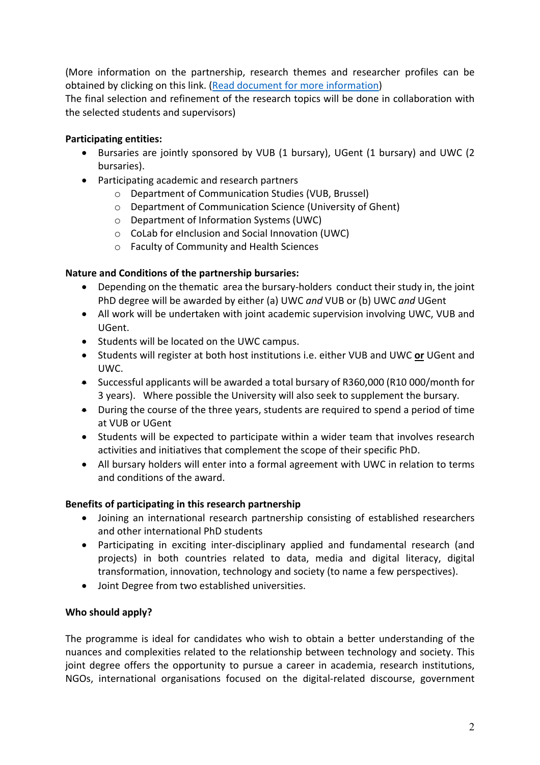(More information on the partnership, research themes and researcher profiles can be obtained by clicking on this link. ([Read document for more information]())
The final selection and refinement of the research topics will be done in collaboration with the selected students and supervisors)

**Participating entities:**

- Bursaries are jointly sponsored by VUB (1 bursary), UGent (1 bursary) and UWC (2 bursaries).
- Participating academic and research partners
    - Department of Communication Studies (VUB, Brussel)
    - Department of Communication Science (University of Ghent)
    - Department of Information Systems (UWC)
    - CoLab for eInclusion and Social Innovation (UWC)
    - Faculty of Community and Health Sciences

**Nature and Conditions of the partnership bursaries:**

- Depending on the thematic area the bursary-holders conduct their study in, the joint PhD degree will be awarded by either (a) UWC *and* VUB or (b) UWC *and* UGent
- All work will be undertaken with joint academic supervision involving UWC, VUB and UGent.
- Students will be located on the UWC campus.
- Students will register at both host institutions i.e. either VUB and UWC **<u>or</u>** UGent and UWC.
- Successful applicants will be awarded a total bursary of R360,000 (R10 000/month for 3 years). Where possible the University will also seek to supplement the bursary.
- During the course of the three years, students are required to spend a period of time at VUB or UGent
- Students will be expected to participate within a wider team that involves research activities and initiatives that complement the scope of their specific PhD.
- All bursary holders will enter into a formal agreement with UWC in relation to terms and conditions of the award.

**Benefits of participating in this research partnership**

- Joining an international research partnership consisting of established researchers and other international PhD students
- Participating in exciting inter-disciplinary applied and fundamental research (and projects) in both countries related to data, media and digital literacy, digital transformation, innovation, technology and society (to name a few perspectives).
- Joint Degree from two established universities.

**Who should apply?**

The programme is ideal for candidates who wish to obtain a better understanding of the nuances and complexities related to the relationship between technology and society. This joint degree offers the opportunity to pursue a career in academia, research institutions, NGOs, international organisations focused on the digital-related discourse, government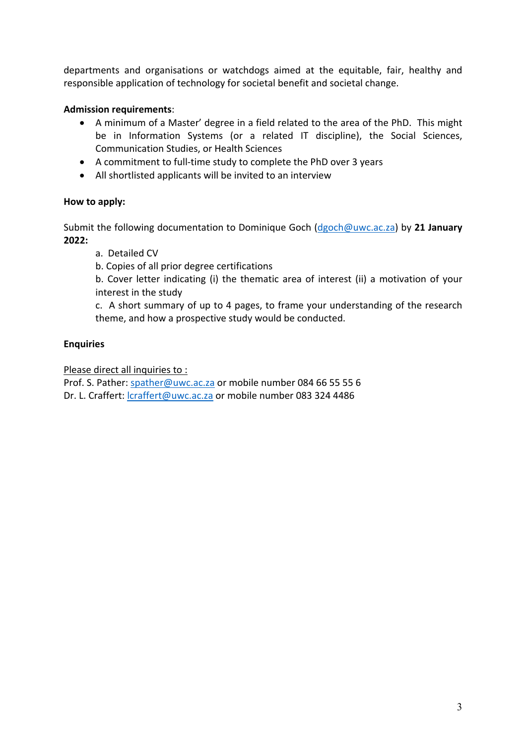departments and organisations or watchdogs aimed at the equitable, fair, healthy and responsible application of technology for societal benefit and societal change.

**Admission requirements**:

- A minimum of a Master' degree in a field related to the area of the PhD. This might be in Information Systems (or a related IT discipline), the Social Sciences, Communication Studies, or Health Sciences
- A commitment to full-time study to complete the PhD over 3 years
- All shortlisted applicants will be invited to an interview

**How to apply:**

Submit the following documentation to Dominique Goch (dgoch@uwc.ac.za) by **21 January 2022:**

a. Detailed CV
b. Copies of all prior degree certifications
b. Cover letter indicating (i) the thematic area of interest (ii) a motivation of your interest in the study
c. A short summary of up to 4 pages, to frame your understanding of the research theme, and how a prospective study would be conducted.

**Enquiries**

Please direct all inquiries to :
Prof. S. Pather: spather@uwc.ac.za or mobile number 084 66 55 55 6
Dr. L. Craffert: lcraffert@uwc.ac.za or mobile number 083 324 4486